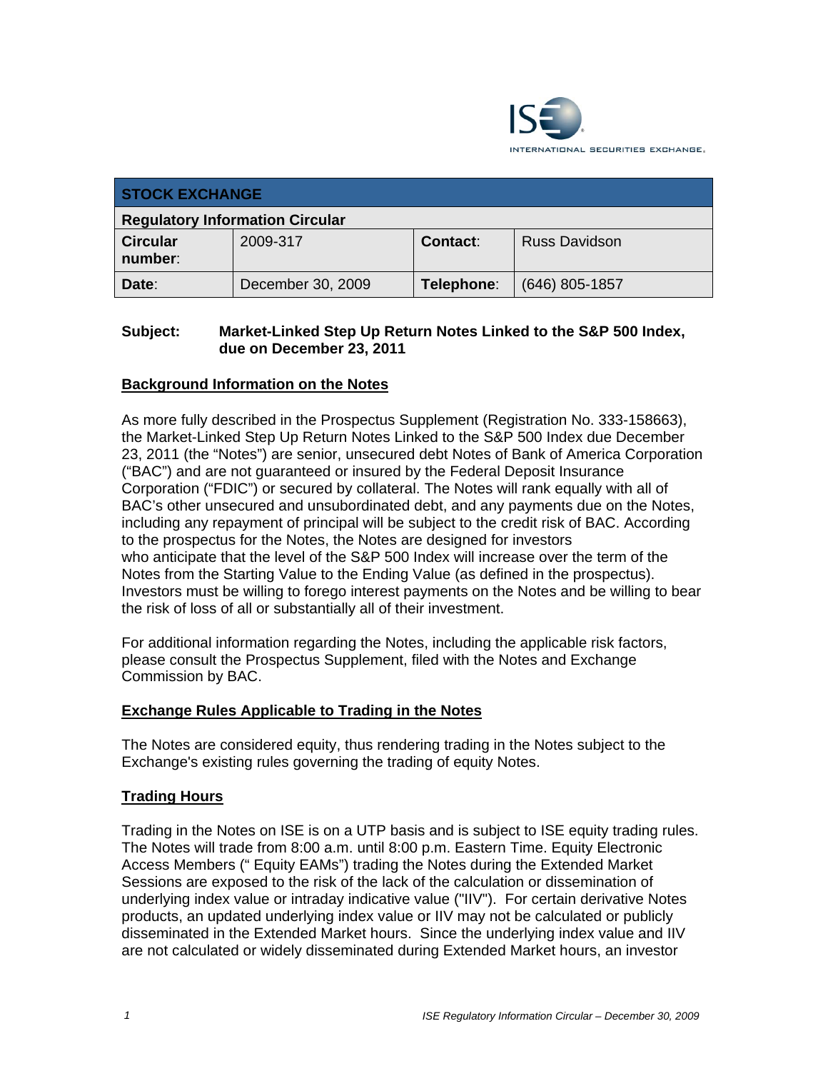INTERNATIONAL SECURITIES EXCHANGE.

| STOCK EXCHANGE | | | |
|---|---|---|---|
| **Regulatory Information Circular** | | | |
| **Circular number:** | 2009-317 | **Contact:** | Russ Davidson |
| **Date:** | December 30, 2009 | **Telephone:** | (646) 805-1857 |

**Subject: Market-Linked Step Up Return Notes Linked to the S&P 500 Index, due on December 23, 2011**

## Background Information on the Notes

As more fully described in the Prospectus Supplement (Registration No. 333-158663), the Market-Linked Step Up Return Notes Linked to the S&P 500 Index due December 23, 2011 (the "Notes") are senior, unsecured debt Notes of Bank of America Corporation ("BAC") and are not guaranteed or insured by the Federal Deposit Insurance Corporation ("FDIC") or secured by collateral. The Notes will rank equally with all of BAC's other unsecured and unsubordinated debt, and any payments due on the Notes, including any repayment of principal will be subject to the credit risk of BAC. According to the prospectus for the Notes, the Notes are designed for investors who anticipate that the level of the S&P 500 Index will increase over the term of the Notes from the Starting Value to the Ending Value (as defined in the prospectus). Investors must be willing to forego interest payments on the Notes and be willing to bear the risk of loss of all or substantially all of their investment.

For additional information regarding the Notes, including the applicable risk factors, please consult the Prospectus Supplement, filed with the Notes and Exchange Commission by BAC.

## Exchange Rules Applicable to Trading in the Notes

The Notes are considered equity, thus rendering trading in the Notes subject to the Exchange's existing rules governing the trading of equity Notes.

## Trading Hours

Trading in the Notes on ISE is on a UTP basis and is subject to ISE equity trading rules. The Notes will trade from 8:00 a.m. until 8:00 p.m. Eastern Time. Equity Electronic Access Members (" Equity EAMs") trading the Notes during the Extended Market Sessions are exposed to the risk of the lack of the calculation or dissemination of underlying index value or intraday indicative value ("IIV"). For certain derivative Notes products, an updated underlying index value or IIV may not be calculated or publicly disseminated in the Extended Market hours. Since the underlying index value and IIV are not calculated or widely disseminated during Extended Market hours, an investor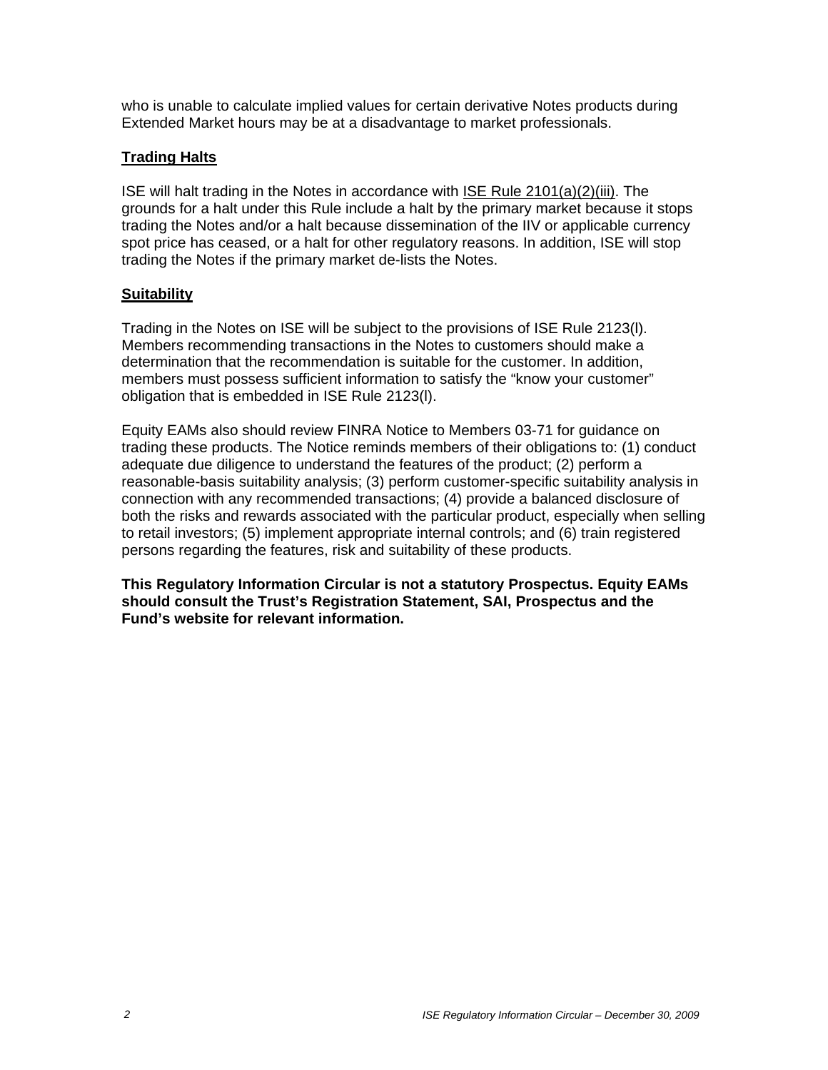who is unable to calculate implied values for certain derivative Notes products during Extended Market hours may be at a disadvantage to market professionals.

## Trading Halts

ISE will halt trading in the Notes in accordance with ISE Rule 2101(a)(2)(iii). The grounds for a halt under this Rule include a halt by the primary market because it stops trading the Notes and/or a halt because dissemination of the IIV or applicable currency spot price has ceased, or a halt for other regulatory reasons. In addition, ISE will stop trading the Notes if the primary market de-lists the Notes.

## Suitability

Trading in the Notes on ISE will be subject to the provisions of ISE Rule 2123(l). Members recommending transactions in the Notes to customers should make a determination that the recommendation is suitable for the customer. In addition, members must possess sufficient information to satisfy the "know your customer" obligation that is embedded in ISE Rule 2123(l).

Equity EAMs also should review FINRA Notice to Members 03-71 for guidance on trading these products. The Notice reminds members of their obligations to: (1) conduct adequate due diligence to understand the features of the product; (2) perform a reasonable-basis suitability analysis; (3) perform customer-specific suitability analysis in connection with any recommended transactions; (4) provide a balanced disclosure of both the risks and rewards associated with the particular product, especially when selling to retail investors; (5) implement appropriate internal controls; and (6) train registered persons regarding the features, risk and suitability of these products.

**This Regulatory Information Circular is not a statutory Prospectus. Equity EAMs should consult the Trust's Registration Statement, SAI, Prospectus and the Fund's website for relevant information.**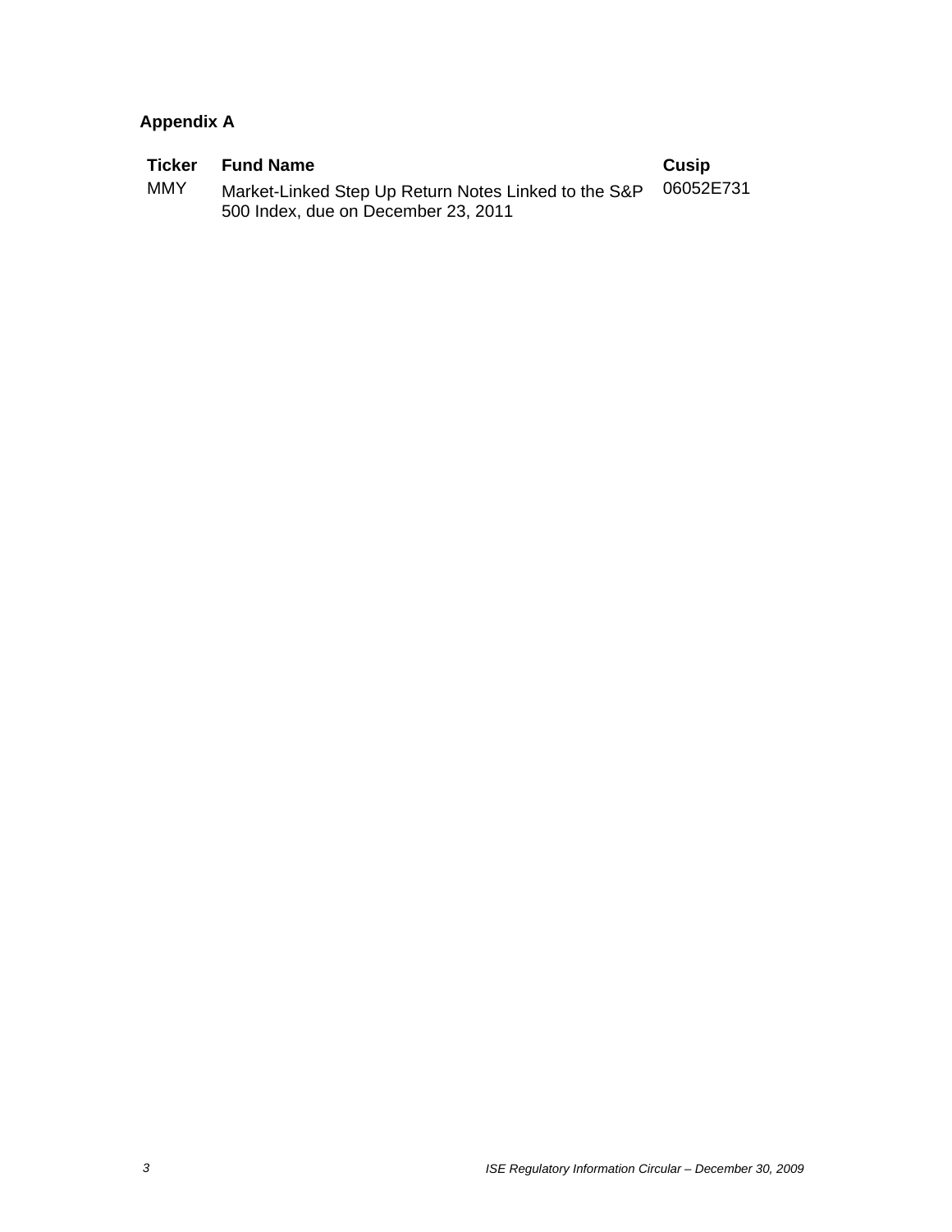## Appendix A

| Ticker | Fund Name | Cusip |
|---|---|---|
| MMY | Market-Linked Step Up Return Notes Linked to the S&P 500 Index, due on December 23, 2011 | 06052E731 |